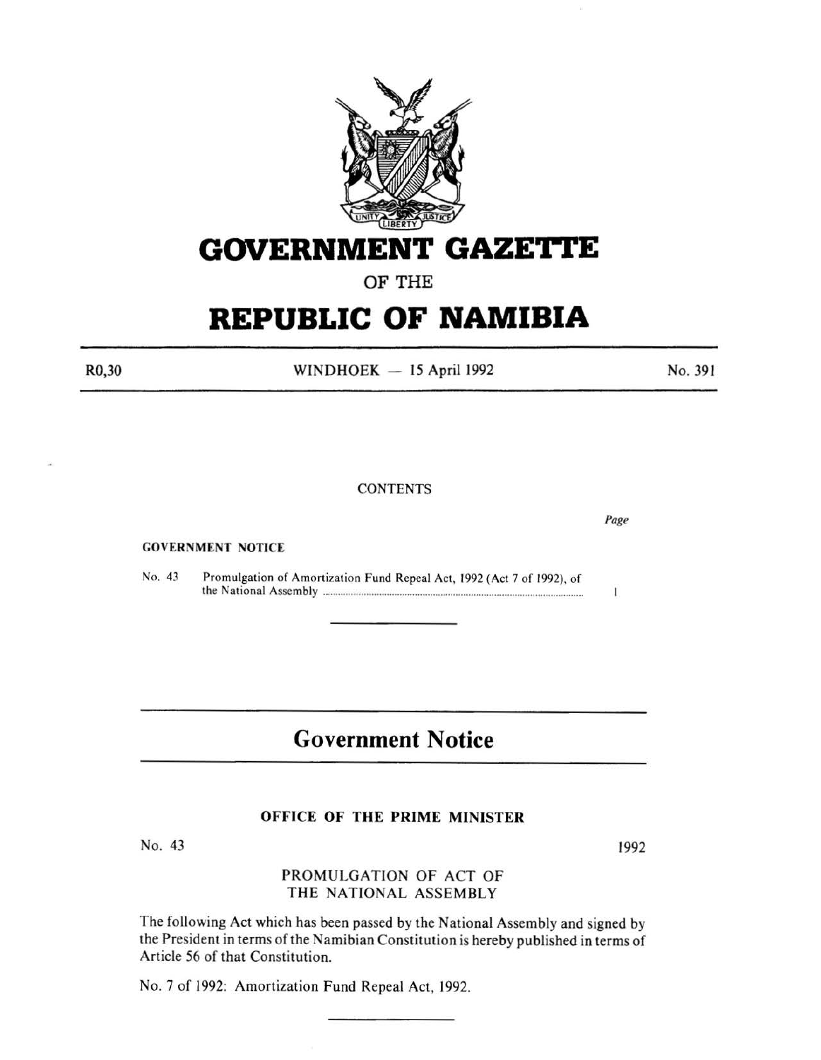# GOVERNMENT GAZETTE

OF THE

# REPUBLIC OF NAMIBIA

R0,30 WINDHOEK — 15 April 1992 No. 391

CONTENTS

| | | *Page* |
|---|---|---|
| **GOVERNMENT NOTICE** | | |
| No. 43 | Promulgation of Amortization Fund Repeal Act, 1992 (Act 7 of 1992), of the National Assembly | 1 |

## Government Notice

### OFFICE OF THE PRIME MINISTER

No. 43 1992

PROMULGATION OF ACT OF THE NATIONAL ASSEMBLY

The following Act which has been passed by the National Assembly and signed by the President in terms of the Namibian Constitution is hereby published in terms of Article 56 of that Constitution.

No. 7 of 1992: Amortization Fund Repeal Act, 1992.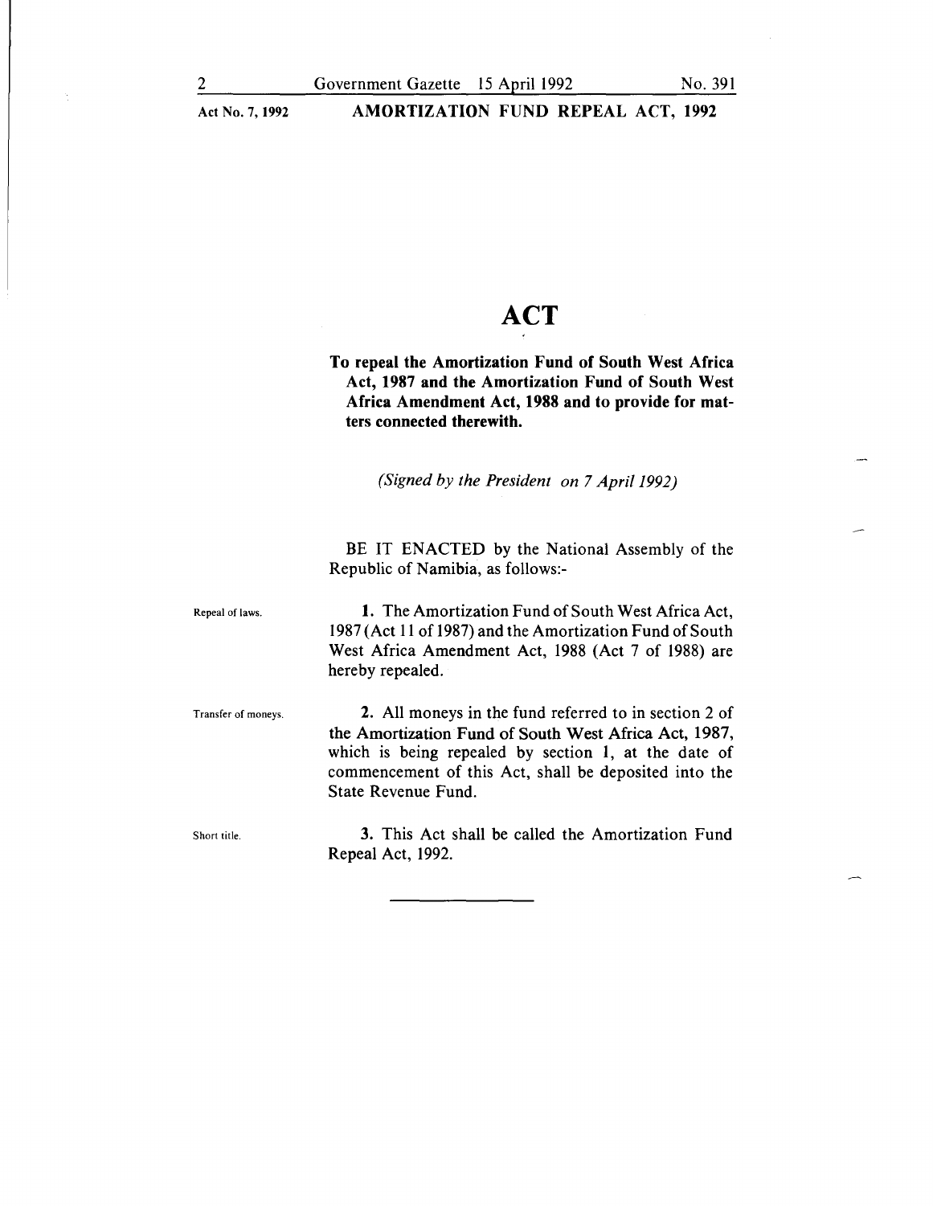# ACT

**To repeal the Amortization Fund of South West Africa Act, 1987 and the Amortization Fund of South West Africa Amendment Act, 1988 and to provide for matters connected therewith.**

*(Signed by the President on 7 April 1992)*

BE IT ENACTED by the National Assembly of the Republic of Namibia, as follows:-

Repeal of laws.

**1.** The Amortization Fund of South West Africa Act, 1987 (Act 11 of 1987) and the Amortization Fund of South West Africa Amendment Act, 1988 (Act 7 of 1988) are hereby repealed.

Transfer of moneys.

**2.** All moneys in the fund referred to in section 2 of the Amortization Fund of South West Africa Act, 1987, which is being repealed by section 1, at the date of commencement of this Act, shall be deposited into the State Revenue Fund.

Short title.

**3.** This Act shall be called the Amortization Fund Repeal Act, 1992.